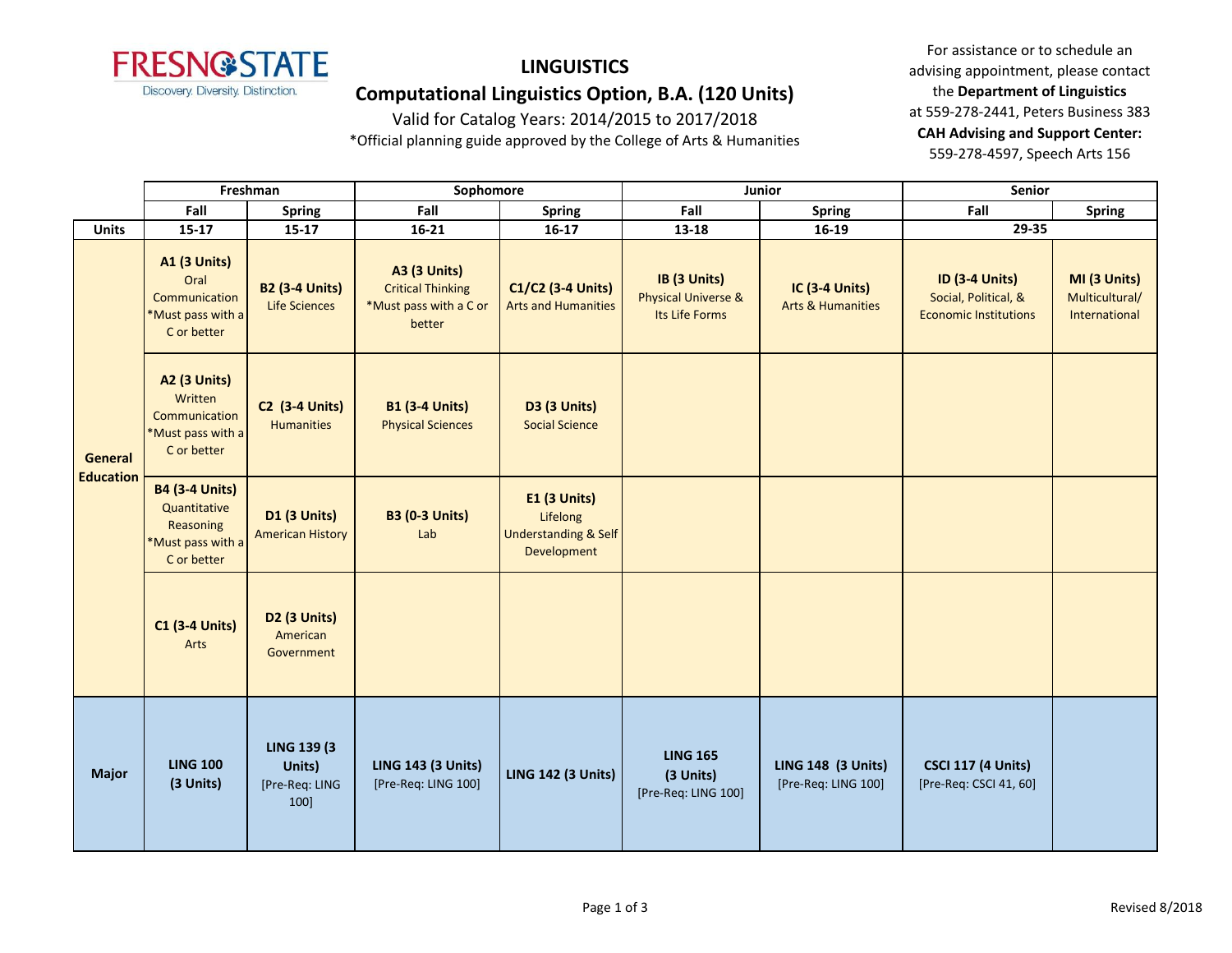FRESNO STATE
Discovery. Diversity. Distinction.

# LINGUISTICS

## Computational Linguistics Option, B.A. (120 Units)

Valid for Catalog Years: 2014/2015 to 2017/2018

*Official planning guide approved by the College of Arts & Humanities

For assistance or to schedule an advising appointment, please contact the **Department of Linguistics** at 559-278-2441, Peters Business 383
**CAH Advising and Support Center:** 559-278-4597, Speech Arts 156

| | Freshman | | Sophomore | | Junior | | Senior | |
|---|---|---|---|---|---|---|---|---|
| | Fall | Spring | Fall | Spring | Fall | Spring | Fall | Spring |
| **Units** | 15-17 | 15-17 | 16-21 | 16-17 | 13-18 | 16-19 | 29-35 | |
| **General Education** | **A1 (3 Units)** Oral Communication *Must pass with a C or better | **B2 (3-4 Units)** Life Sciences | **A3 (3 Units)** Critical Thinking *Must pass with a C or better | **C1/C2 (3-4 Units)** Arts and Humanities | **IB (3 Units)** Physical Universe & Its Life Forms | **IC (3-4 Units)** Arts & Humanities | **ID (3-4 Units)** Social, Political, & Economic Institutions | **MI (3 Units)** Multicultural/ International |
| | **A2 (3 Units)** Written Communication *Must pass with a C or better | **C2 (3-4 Units)** Humanities | **B1 (3-4 Units)** Physical Sciences | **D3 (3 Units)** Social Science | | | | |
| | **B4 (3-4 Units)** Quantitative Reasoning *Must pass with a C or better | **D1 (3 Units)** American History | **B3 (0-3 Units)** Lab | **E1 (3 Units)** Lifelong Understanding & Self Development | | | | |
| | **C1 (3-4 Units)** Arts | **D2 (3 Units)** American Government | | | | | | |
| **Major** | **LING 100 (3 Units)** | **LING 139 (3 Units)** [Pre-Req: LING 100] | **LING 143 (3 Units)** [Pre-Req: LING 100] | **LING 142 (3 Units)** | **LING 165 (3 Units)** [Pre-Req: LING 100] | **LING 148 (3 Units)** [Pre-Req: LING 100] | **CSCI 117 (4 Units)** [Pre-Req: CSCI 41, 60] | |

Revised 8/2018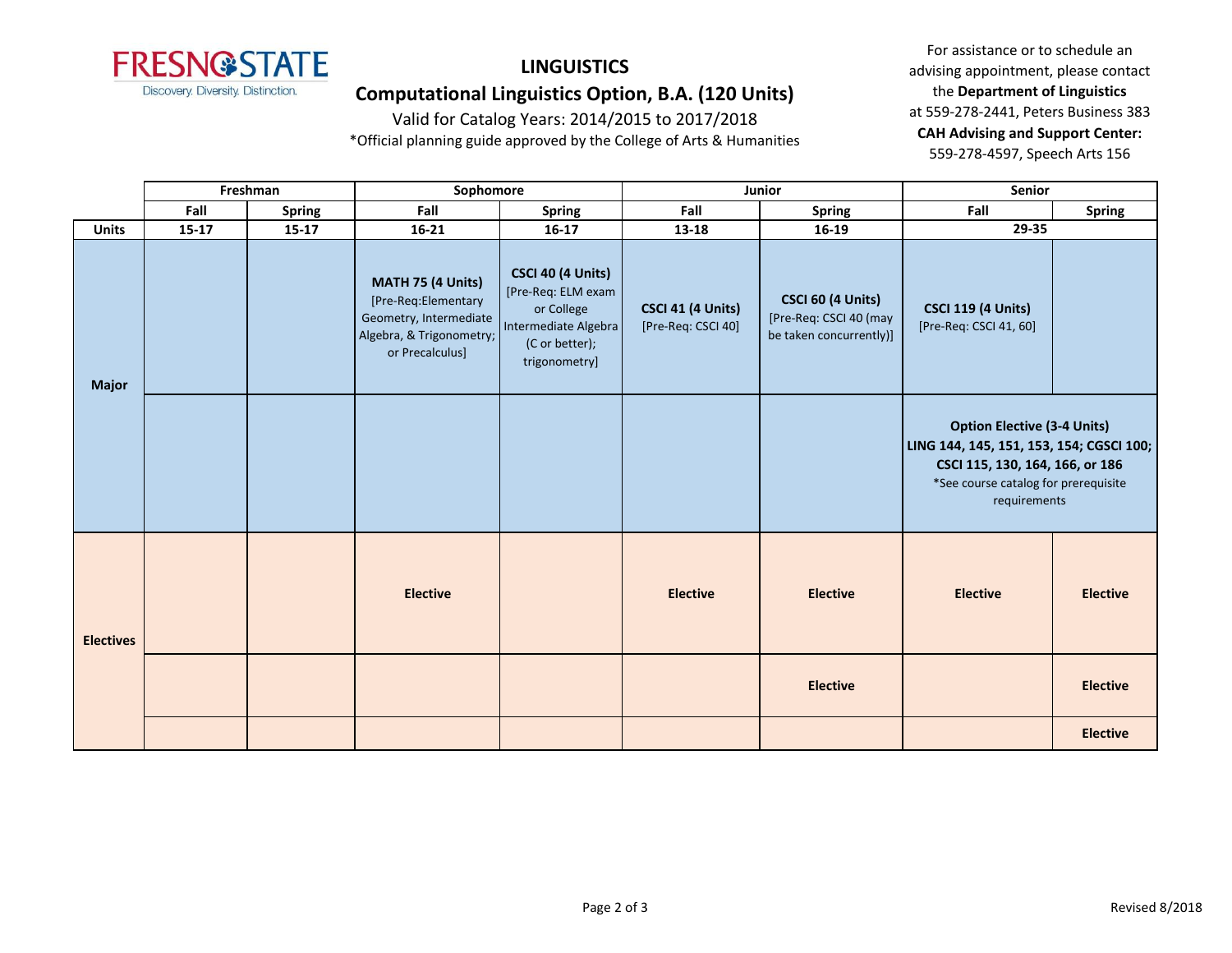# LINGUISTICS

## Computational Linguistics Option, B.A. (120 Units)

Valid for Catalog Years: 2014/2015 to 2017/2018

*Official planning guide approved by the College of Arts & Humanities

For assistance or to schedule an advising appointment, please contact the **Department of Linguistics** at 559-278-2441, Peters Business 383

**CAH Advising and Support Center:** 559-278-4597, Speech Arts 156

| | Freshman | | Sophomore | | Junior | | Senior | |
|---|---|---|---|---|---|---|---|---|
| | **Fall** | **Spring** | **Fall** | **Spring** | **Fall** | **Spring** | **Fall** | **Spring** |
| **Units** | **15-17** | **15-17** | **16-21** | **16-17** | **13-18** | **16-19** | **29-35** | |
| **Major** | | | **MATH 75 (4 Units)** [Pre-Req:Elementary Geometry, Intermediate Algebra, & Trigonometry; or Precalculus] | **CSCI 40 (4 Units)** [Pre-Req: ELM exam or College Intermediate Algebra (C or better); trigonometry] | **CSCI 41 (4 Units)** [Pre-Req: CSCI 40] | **CSCI 60 (4 Units)** [Pre-Req: CSCI 40 (may be taken concurrently)] | **CSCI 119 (4 Units)** [Pre-Req: CSCI 41, 60] | |
| | | | | | | | **Option Elective (3-4 Units)** **LING 144, 145, 151, 153, 154; CGSCI 100; CSCI 115, 130, 164, 166, or 186** *See course catalog for prerequisite requirements | |
| **Electives** | | | **Elective** | | **Elective** | **Elective** | **Elective** | **Elective** |
| | | | | | | **Elective** | | **Elective** |
| | | | | | | | | **Elective** |

Revised 8/2018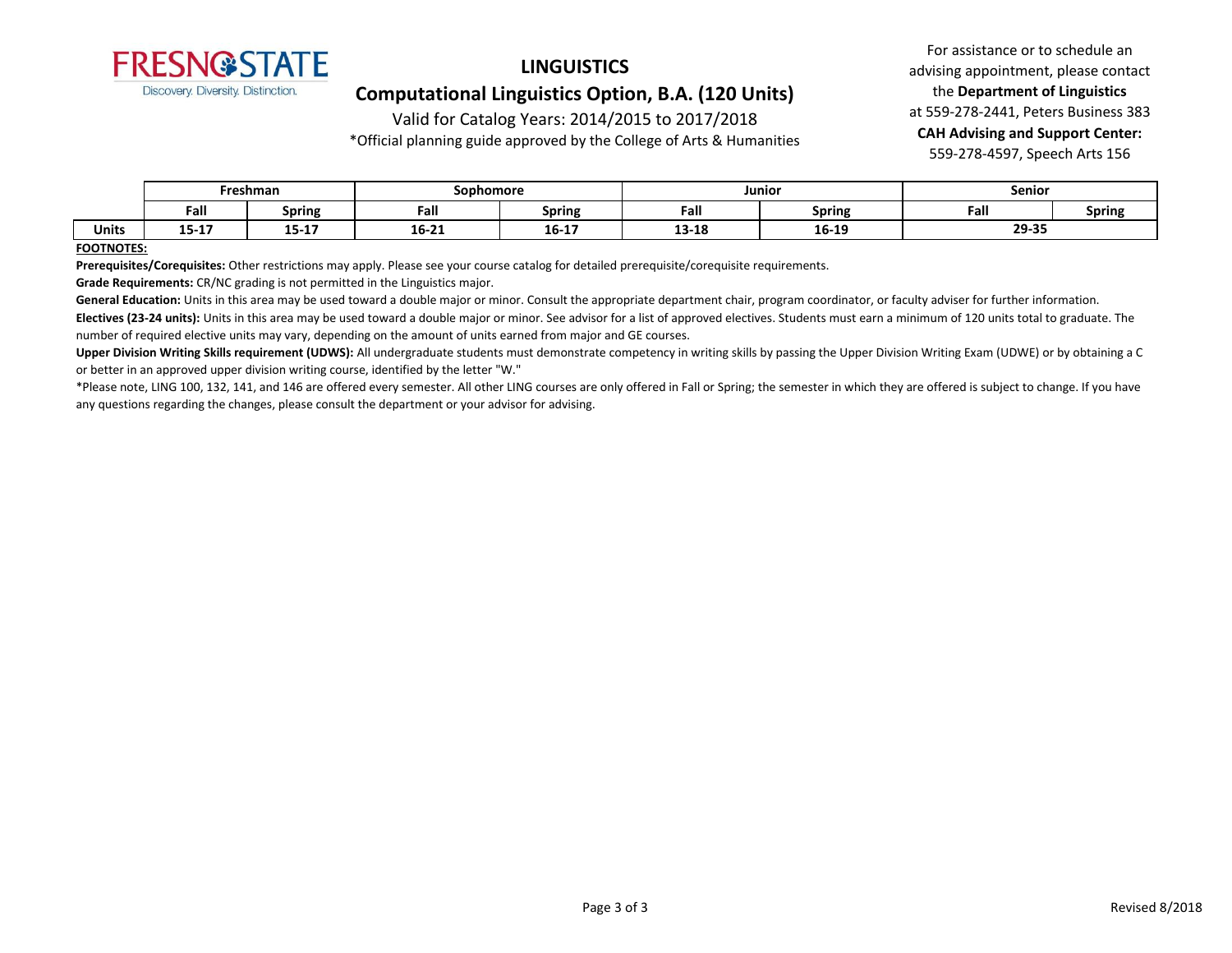# LINGUISTICS

## Computational Linguistics Option, B.A. (120 Units)

Valid for Catalog Years: 2014/2015 to 2017/2018

*Official planning guide approved by the College of Arts & Humanities

For assistance or to schedule an advising appointment, please contact the **Department of Linguistics** at 559-278-2441, Peters Business 383

**CAH Advising and Support Center:** 559-278-4597, Speech Arts 156

| | Freshman | | Sophomore | | Junior | | Senior | |
|---|---|---|---|---|---|---|---|---|
| | **Fall** | **Spring** | **Fall** | **Spring** | **Fall** | **Spring** | **Fall** | **Spring** |
| **Units** | **15-17** | **15-17** | **16-21** | **16-17** | **13-18** | **16-19** | **29-35** | |

**FOOTNOTES:**

**Prerequisites/Corequisites:** Other restrictions may apply. Please see your course catalog for detailed prerequisite/corequisite requirements.

**Grade Requirements:** CR/NC grading is not permitted in the Linguistics major.

**General Education:** Units in this area may be used toward a double major or minor. Consult the appropriate department chair, program coordinator, or faculty adviser for further information.

**Electives (23-24 units):** Units in this area may be used toward a double major or minor. See advisor for a list of approved electives. Students must earn a minimum of 120 units total to graduate. The number of required elective units may vary, depending on the amount of units earned from major and GE courses.

**Upper Division Writing Skills requirement (UDWS):** All undergraduate students must demonstrate competency in writing skills by passing the Upper Division Writing Exam (UDWE) or by obtaining a C or better in an approved upper division writing course, identified by the letter "W."

*Please note, LING 100, 132, 141, and 146 are offered every semester. All other LING courses are only offered in Fall or Spring; the semester in which they are offered is subject to change. If you have any questions regarding the changes, please consult the department or your advisor for advising.

Revised 8/2018